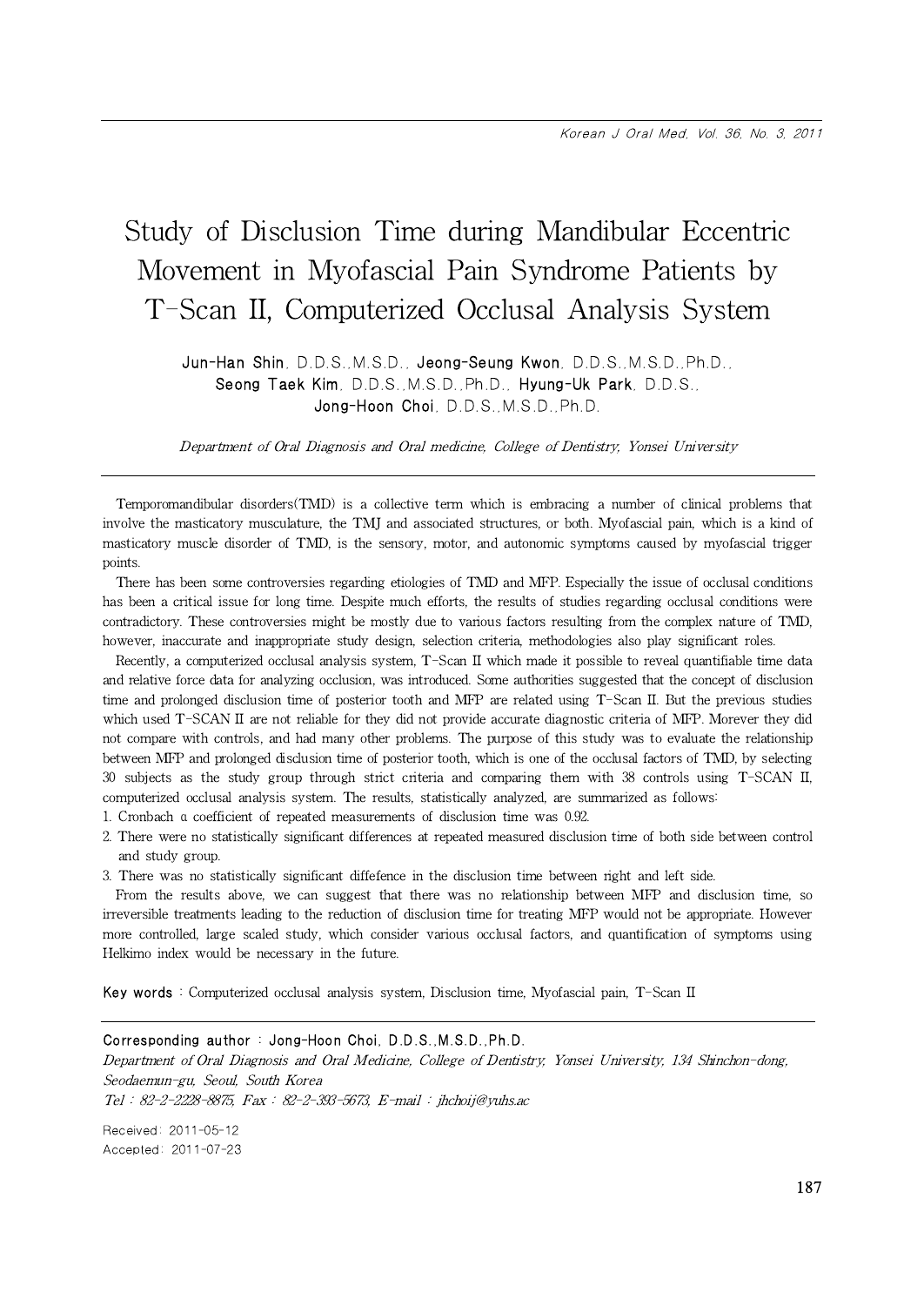# Study of Disclusion Time during Mandibular Eccentric Movement in Myofascial Pain Syndrome Patients by T-Scan II, Computerized Occlusal Analysis System

**Jun-Han Shin**, D.D.S.,M.S.D., **Jeong-Seung Kwon**, D.D.S.,M.S.D.,Ph.D., **Seong Taek Kim**, D.D.S.,M.S.D.,Ph.D., **Hyung-Uk Park**, D.D.S., **Jong-Hoon Choi**, D.D.S.,M.S.D.,Ph.D.

*Department of Oral Diagnosis and Oral medicine, College of Dentistry, Yonsei University*

---

Temporomandibular disorders(TMD) is a collective term which is embracing a number of clinical problems that involve the masticatory musculature, the TMJ and associated structures, or both. Myofascial pain, which is a kind of masticatory muscle disorder of TMD, is the sensory, motor, and autonomic symptoms caused by myofascial trigger points.

There has been some controversies regarding etiologies of TMD and MFP. Especially the issue of occlusal conditions has been a critical issue for long time. Despite much efforts, the results of studies regarding occlusal conditions were contradictory. These controversies might be mostly due to various factors resulting from the complex nature of TMD, however, inaccurate and inappropriate study design, selection criteria, methodologies also play significant roles.

Recently, a computerized occlusal analysis system, T-Scan II which made it possible to reveal quantifiable time data and relative force data for analyzing occlusion, was introduced. Some authorities suggested that the concept of disclusion time and prolonged disclusion time of posterior tooth and MFP are related using T-Scan II. But the previous studies which used T-SCAN II are not reliable for they did not provide accurate diagnostic criteria of MFP. Morever they did not compare with controls, and had many other problems. The purpose of this study was to evaluate the relationship between MFP and prolonged disclusion time of posterior tooth, which is one of the occlusal factors of TMD, by selecting 30 subjects as the study group through strict criteria and comparing them with 38 controls using T-SCAN II, computerized occlusal analysis system. The results, statistically analyzed, are summarized as follows:

1. Cronbach α coefficient of repeated measurements of disclusion time was 0.92.
2. There were no statistically significant differences at repeated measured disclusion time of both side between control and study group.
3. There was no statistically significant diffefence in the disclusion time between right and left side.

From the results above, we can suggest that there was no relationship between MFP and disclusion time, so irreversible treatments leading to the reduction of disclusion time for treating MFP would not be appropriate. However more controlled, large scaled study, which consider various occlusal factors, and quantification of symptoms using Helkimo index would be necessary in the future.

**Key words** : Computerized occlusal analysis system, Disclusion time, Myofascial pain, T-Scan II

---

Corresponding author : Jong-Hoon Choi, D.D.S.,M.S.D.,Ph.D.
*Department of Oral Diagnosis and Oral Medicine, College of Dentistry, Yonsei University, 134 Shinchon-dong, Seodaemun-gu, Seoul, South Korea*
*Tel : 82-2-2228-8875, Fax : 82-2-393-5673, E-mail : jhchoij@yuhs.ac*

Received: 2011-05-12
Accepted: 2011-07-23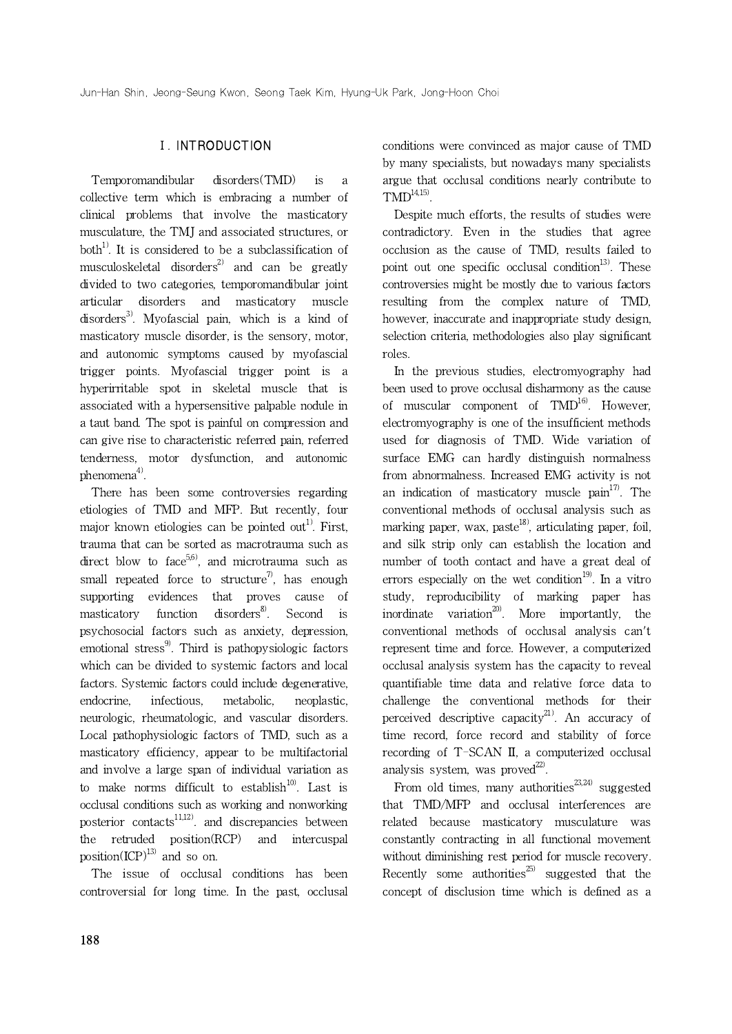## I. INTRODUCTION

Temporomandibular disorders(TMD) is a collective term which is embracing a number of clinical problems that involve the masticatory musculature, the TMJ and associated structures, or both[1]. It is considered to be a subclassification of musculoskeletal disorders[2] and can be greatly divided to two categories, temporomandibular joint articular disorders and masticatory muscle disorders[3]. Myofascial pain, which is a kind of masticatory muscle disorder, is the sensory, motor, and autonomic symptoms caused by myofascial trigger points. Myofascial trigger point is a hyperirritable spot in skeletal muscle that is associated with a hypersensitive palpable nodule in a taut band. The spot is painful on compression and can give rise to characteristic referred pain, referred tenderness, motor dysfunction, and autonomic phenomena[4].

There has been some controversies regarding etiologies of TMD and MFP. But recently, four major known etiologies can be pointed out[1]. First, trauma that can be sorted as macrotrauma such as direct blow to face[5,6], and microtrauma such as small repeated force to structure[7], has enough supporting evidences that proves cause of masticatory function disorders[8]. Second is psychosocial factors such as anxiety, depression, emotional stress[9]. Third is pathopysiologic factors which can be divided to systemic factors and local factors. Systemic factors could include degenerative, endocrine, infectious, metabolic, neoplastic, neurologic, rheumatologic, and vascular disorders. Local pathophysiologic factors of TMD, such as a masticatory efficiency, appear to be multifactorial and involve a large span of individual variation as to make norms difficult to establish[10]. Last is occlusal conditions such as working and nonworking posterior contacts[11,12]. and discrepancies between the retruded position(RCP) and intercuspal position(ICP)[13] and so on.

The issue of occlusal conditions has been controversial for long time. In the past, occlusal conditions were convinced as major cause of TMD by many specialists, but nowadays many specialists argue that occlusal conditions nearly contribute to TMD[14,15].

Despite much efforts, the results of studies were contradictory. Even in the studies that agree occlusion as the cause of TMD, results failed to point out one specific occlusal condition[13]. These controversies might be mostly due to various factors resulting from the complex nature of TMD, however, inaccurate and inappropriate study design, selection criteria, methodologies also play significant roles.

In the previous studies, electromyography had been used to prove occlusal disharmony as the cause of muscular component of TMD[16]. However, electromyography is one of the insufficient methods used for diagnosis of TMD. Wide variation of surface EMG can hardly distinguish normalness from abnormalness. Increased EMG activity is not an indication of masticatory muscle pain[17]. The conventional methods of occlusal analysis such as marking paper, wax, paste[18], articulating paper, foil, and silk strip only can establish the location and number of tooth contact and have a great deal of errors especially on the wet condition[19]. In a vitro study, reproducibility of marking paper has inordinate variation[20]. More importantly, the conventional methods of occlusal analysis can't represent time and force. However, a computerized occlusal analysis system has the capacity to reveal quantifiable time data and relative force data to challenge the conventional methods for their perceived descriptive capacity[21]. An accuracy of time record, force record and stability of force recording of T-SCAN II, a computerized occlusal analysis system, was proved[22].

From old times, many authorities[23,24] suggested that TMD/MFP and occlusal interferences are related because masticatory musculature was constantly contracting in all functional movement without diminishing rest period for muscle recovery. Recently some authorities[25] suggested that the concept of disclusion time which is defined as a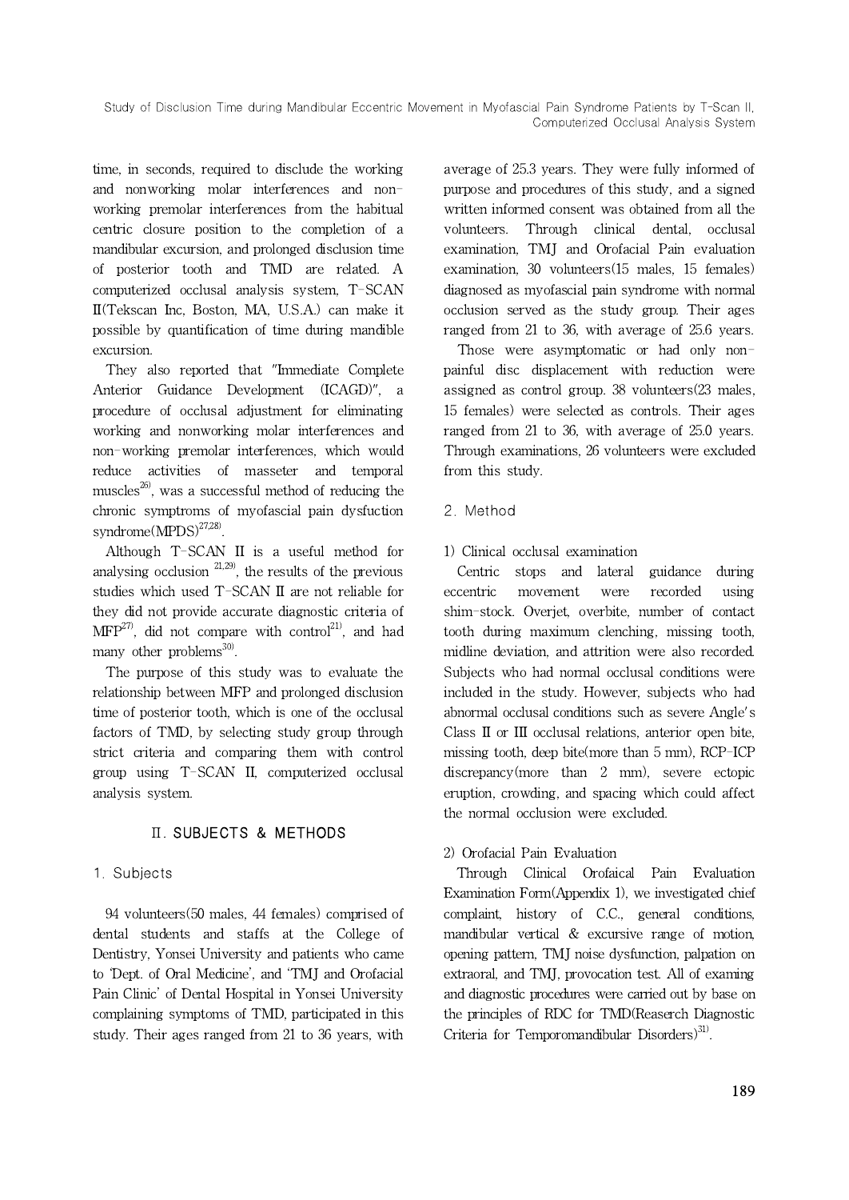time, in seconds, required to disclude the working and nonworking molar interferences and non-working premolar interferences from the habitual centric closure position to the completion of a mandibular excursion, and prolonged disclusion time of posterior tooth and TMD are related. A computerized occlusal analysis system, T-SCAN II(Tekscan Inc, Boston, MA, U.S.A.) can make it possible by quantification of time during mandible excursion.

They also reported that "Immediate Complete Anterior Guidance Development (ICAGD)", a procedure of occlusal adjustment for eliminating working and nonworking molar interferences and non-working premolar interferences, which would reduce activities of masseter and temporal muscles[26], was a successful method of reducing the chronic symptroms of myofascial pain dysfuction syndrome(MPDS)[27,28].

Although T-SCAN II is a useful method for analysing occlusion [21,29], the results of the previous studies which used T-SCAN II are not reliable for they did not provide accurate diagnostic criteria of MFP[27], did not compare with control[21], and had many other problems[30].

The purpose of this study was to evaluate the relationship between MFP and prolonged disclusion time of posterior tooth, which is one of the occlusal factors of TMD, by selecting study group through strict criteria and comparing them with control group using T-SCAN II, computerized occlusal analysis system.

## II. SUBJECTS & METHODS

### 1. Subjects

94 volunteers(50 males, 44 females) comprised of dental students and staffs at the College of Dentistry, Yonsei University and patients who came to 'Dept. of Oral Medicine', and 'TMJ and Orofacial Pain Clinic' of Dental Hospital in Yonsei University complaining symptoms of TMD, participated in this study. Their ages ranged from 21 to 36 years, with average of 25.3 years. They were fully informed of purpose and procedures of this study, and a signed written informed consent was obtained from all the volunteers. Through clinical dental, occlusal examination, TMJ and Orofacial Pain evaluation examination, 30 volunteers(15 males, 15 females) diagnosed as myofascial pain syndrome with normal occlusion served as the study group. Their ages ranged from 21 to 36, with average of 25.6 years.

Those were asymptomatic or had only non-painful disc displacement with reduction were assigned as control group. 38 volunteers(23 males, 15 females) were selected as controls. Their ages ranged from 21 to 36, with average of 25.0 years. Through examinations, 26 volunteers were excluded from this study.

### 2. Method

#### 1) Clinical occlusal examination

Centric stops and lateral guidance during eccentric movement were recorded using shim-stock. Overjet, overbite, number of contact tooth during maximum clenching, missing tooth, midline deviation, and attrition were also recorded. Subjects who had normal occlusal conditions were included in the study. However, subjects who had abnormal occlusal conditions such as severe Angle's Class II or III occlusal relations, anterior open bite, missing tooth, deep bite(more than 5 mm), RCP-ICP discrepancy(more than 2 mm), severe ectopic eruption, crowding, and spacing which could affect the normal occlusion were excluded.

#### 2) Orofacial Pain Evaluation

Through Clinical Orofaical Pain Evaluation Examination Form(Appendix 1), we investigated chief complaint, history of C.C., general conditions, mandibular vertical & excursive range of motion, opening pattern, TMJ noise dysfunction, palpation on extraoral, and TMJ, provocation test. All of examing and diagnostic procedures were carried out by base on the principles of RDC for TMD(Reaserch Diagnostic Criteria for Temporomandibular Disorders)[31].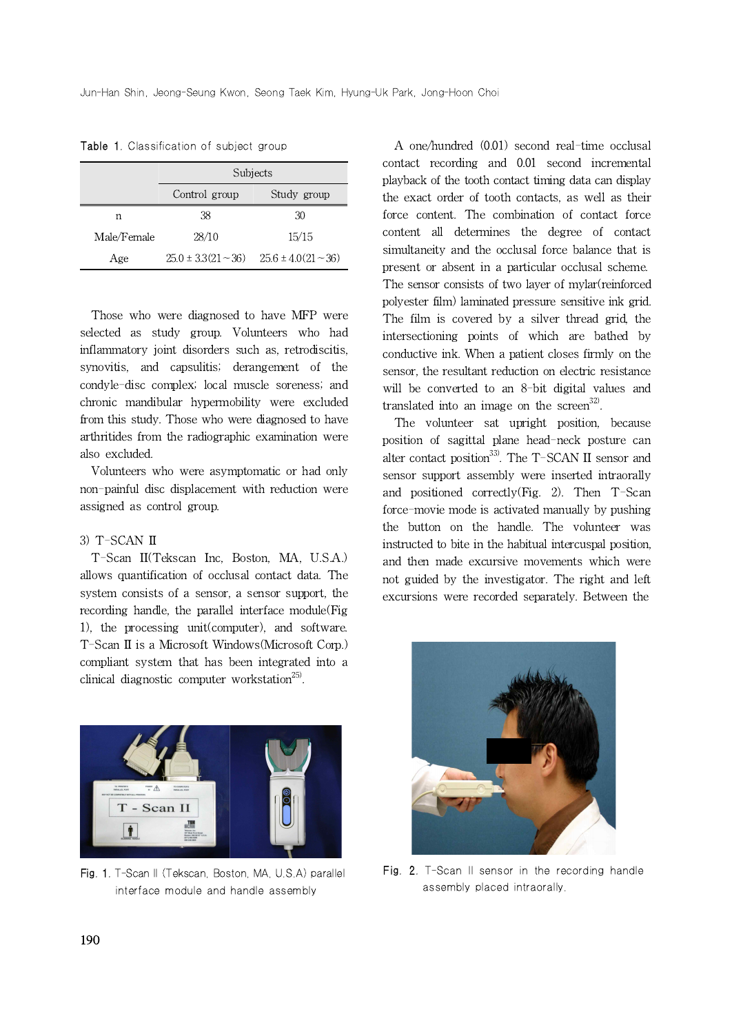Table 1. Classification of subject group

| | Subjects | |
|---|---|---|
| | Control group | Study group |
| n | 38 | 30 |
| Male/Female | 28/10 | 15/15 |
| Age | 25.0 ± 3.3(21 ~ 36) | 25.6 ± 4.0(21 ~ 36) |

Those who were diagnosed to have MFP were selected as study group. Volunteers who had inflammatory joint disorders such as, retrodiscitis, synovitis, and capsulitis; derangement of the condyle-disc complex; local muscle soreness; and chronic mandibular hypermobility were excluded from this study. Those who were diagnosed to have arthritides from the radiographic examination were also excluded.

Volunteers who were asymptomatic or had only non-painful disc displacement with reduction were assigned as control group.

3) T-SCAN II

T-Scan II(Tekscan Inc, Boston, MA, U.S.A.) allows quantification of occlusal contact data. The system consists of a sensor, a sensor support, the recording handle, the parallel interface module(Fig 1), the processing unit(computer), and software. T-Scan II is a Microsoft Windows(Microsoft Corp.) compliant system that has been integrated into a clinical diagnostic computer workstation[25].

Fig. 1. T-Scan II (Tekscan, Boston, MA, U.S.A) parallel interface module and handle assembly

A one/hundred (0.01) second real-time occlusal contact recording and 0.01 second incremental playback of the tooth contact timing data can display the exact order of tooth contacts, as well as their force content. The combination of contact force content all determines the degree of contact simultaneity and the occlusal force balance that is present or absent in a particular occlusal scheme. The sensor consists of two layer of mylar(reinforced polyester film) laminated pressure sensitive ink grid. The film is covered by a silver thread grid, the intersectioning points of which are bathed by conductive ink. When a patient closes firmly on the sensor, the resultant reduction on electric resistance will be converted to an 8-bit digital values and translated into an image on the screen[32].

The volunteer sat upright position, because position of sagittal plane head-neck posture can alter contact position[33]. The T-SCAN II sensor and sensor support assembly were inserted intraorally and positioned correctly(Fig. 2). Then T-Scan force-movie mode is activated manually by pushing the button on the handle. The volunteer was instructed to bite in the habitual intercuspal position, and then made excursive movements which were not guided by the investigator. The right and left excursions were recorded separately. Between the

Fig. 2. T-Scan II sensor in the recording handle assembly placed intraorally.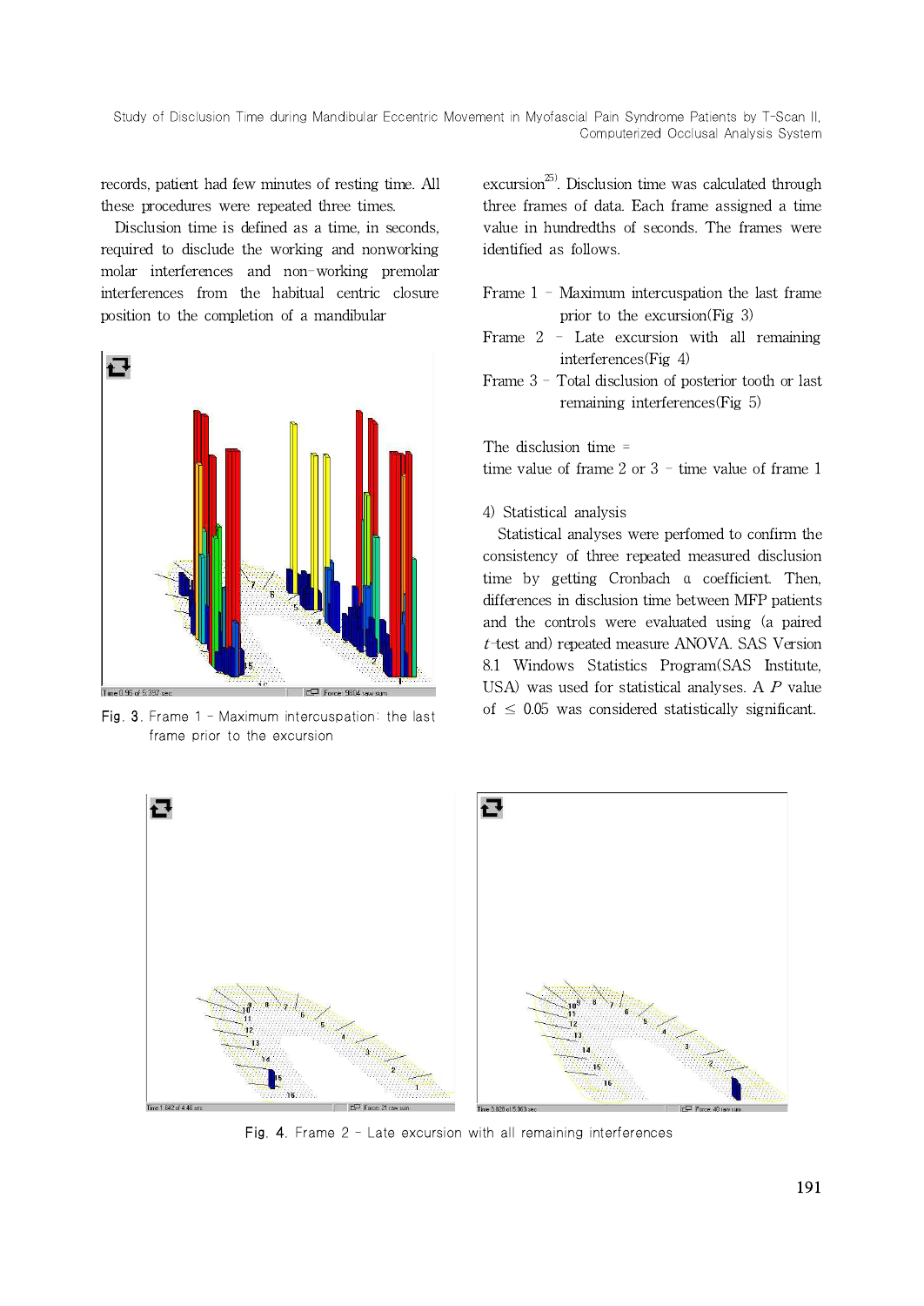records, patient had few minutes of resting time. All these procedures were repeated three times.

Disclusion time is defined as a time, in seconds, required to disclude the working and nonworking molar interferences and non-working premolar interferences from the habitual centric closure position to the completion of a mandibular excursion[25]. Disclusion time was calculated through three frames of data. Each frame assigned a time value in hundredths of seconds. The frames were identified as follows.

Fig. 3. Frame 1 – Maximum intercuspation: the last frame prior to the excursion

Frame 1 – Maximum intercuspation the last frame prior to the excursion(Fig 3)

Frame 2 – Late excursion with all remaining interferences(Fig 4)

Frame 3 – Total disclusion of posterior tooth or last remaining interferences(Fig 5)

The disclusion time =
time value of frame 2 or 3 – time value of frame 1

4) Statistical analysis

Statistical analyses were perfomed to confirm the consistency of three repeated measured disclusion time by getting Cronbach α coefficient. Then, differences in disclusion time between MFP patients and the controls were evaluated using (a paired *t*-test and) repeated measure ANOVA. SAS Version 8.1 Windows Statistics Program(SAS Institute, USA) was used for statistical analyses. A *P* value of ≤ 0.05 was considered statistically significant.

Fig. 4. Frame 2 – Late excursion with all remaining interferences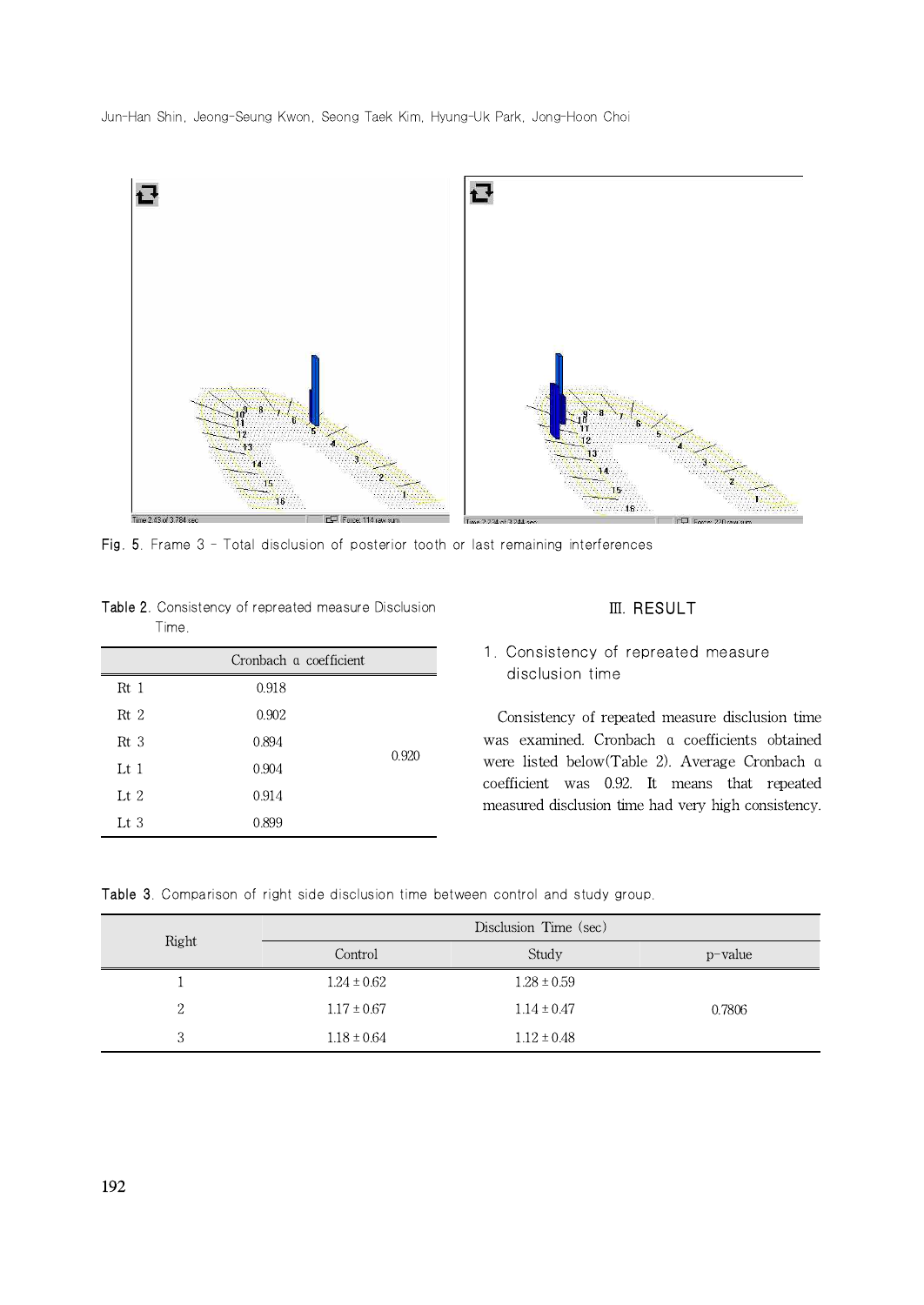Fig. 5. Frame 3 - Total disclusion of posterior tooth or last remaining interferences

Table 2. Consistency of repreated measure Disclusion Time.

| | Cronbach α coefficient | |
|---|---|---|
| Rt 1 | 0.918 | 0.920 |
| Rt 2 | 0.902 | |
| Rt 3 | 0.894 | |
| Lt 1 | 0.904 | |
| Lt 2 | 0.914 | |
| Lt 3 | 0.899 | |

## Ⅲ. RESULT

### 1. Consistency of repreated measure disclusion time

Consistency of repeated measure disclusion time was examined. Cronbach α coefficients obtained were listed below(Table 2). Average Cronbach α coefficient was 0.92. It means that repeated measured disclusion time had very high consistency.

Table 3. Comparison of right side disclusion time between control and study group.

| Right | Disclusion Time (sec) | | |
|---|---|---|---|
| | Control | Study | p-value |
| 1 | 1.24 ± 0.62 | 1.28 ± 0.59 | 0.7806 |
| 2 | 1.17 ± 0.67 | 1.14 ± 0.47 | |
| 3 | 1.18 ± 0.64 | 1.12 ± 0.48 | |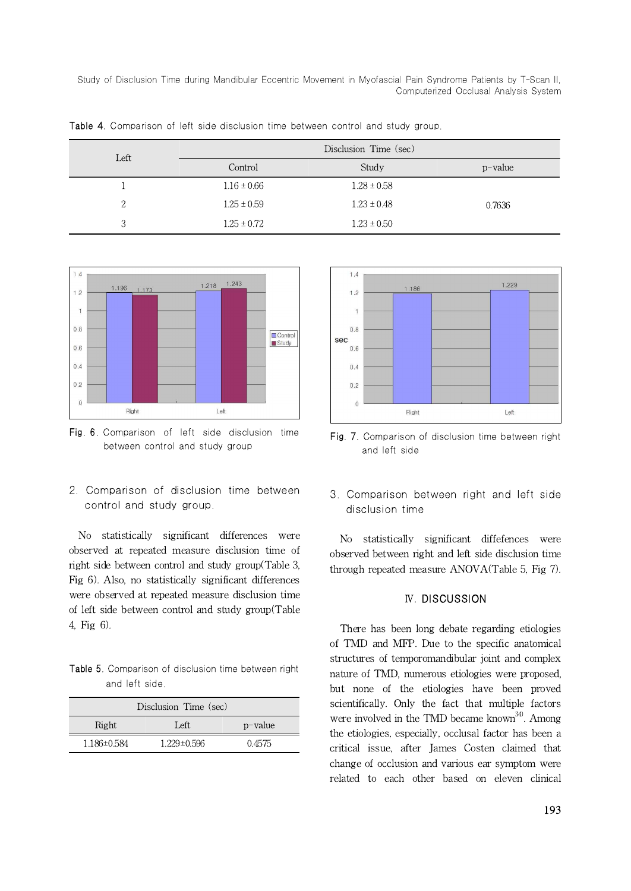Table 4. Comparison of left side disclusion time between control and study group.

| Left | Disclusion Time (sec) | | |
|---|---|---|---|
| | Control | Study | p-value |
| 1 | 1.16 ± 0.66 | 1.28 ± 0.58 | |
| 2 | 1.25 ± 0.59 | 1.23 ± 0.48 | 0.7636 |
| 3 | 1.25 ± 0.72 | 1.23 ± 0.50 | |

Fig. 6. Comparison of left side disclusion time between control and study group

Fig. 7. Comparison of disclusion time between right and left side

## 2. Comparison of disclusion time between control and study group.

No statistically significant differences were observed at repeated measure disclusion time of right side between control and study group(Table 3, Fig 6). Also, no statistically significant differences were observed at repeated measure disclusion time of left side between control and study group(Table 4, Fig 6).

Table 5. Comparison of disclusion time between right and left side.

| Disclusion Time (sec) | | |
|---|---|---|
| Right | Left | p-value |
| 1.186±0.584 | 1.229±0.596 | 0.4575 |

## 3. Comparison between right and left side disclusion time

No statistically significant diffefences were observed between right and left side disclusion time through repeated measure ANOVA(Table 5, Fig 7).

# Ⅳ. DISCUSSION

There has been long debate regarding etiologies of TMD and MFP. Due to the specific anatomical structures of temporomandibular joint and complex nature of TMD, numerous etiologies were proposed, but none of the etiologies have been proved scientifically. Only the fact that multiple factors were involved in the TMD became known[34]. Among the etiologies, especially, occlusal factor has been a critical issue, after James Costen claimed that change of occlusion and various ear symptom were related to each other based on eleven clinical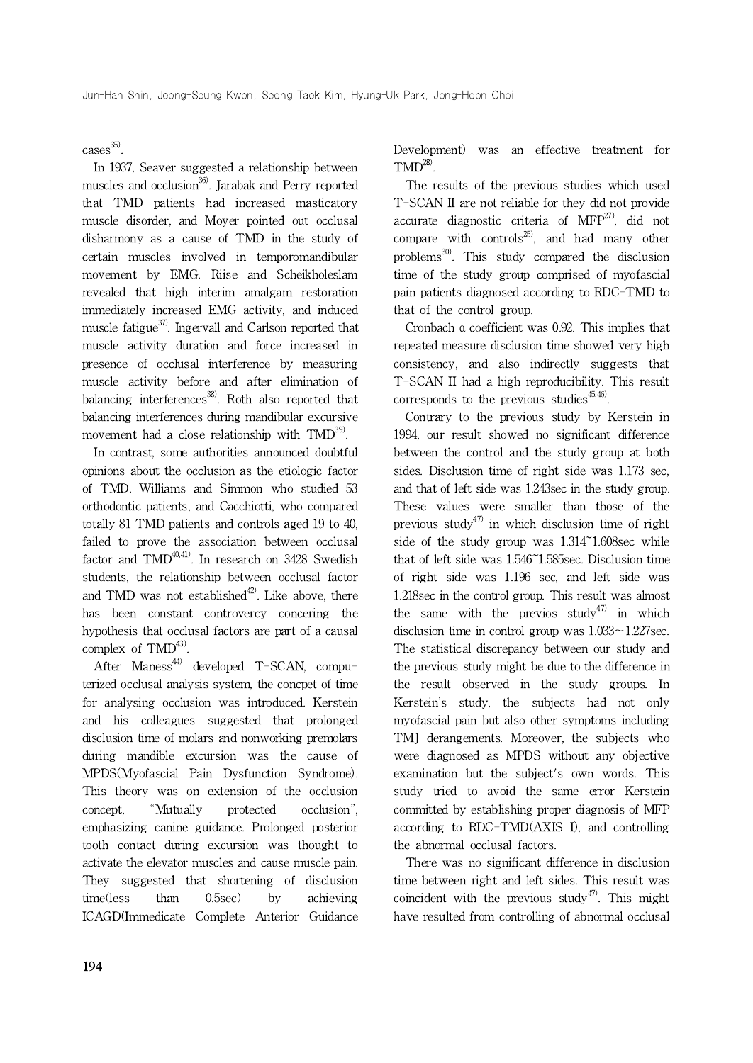cases[35].

In 1937, Seaver suggested a relationship between muscles and occlusion[36]. Jarabak and Perry reported that TMD patients had increased masticatory muscle disorder, and Moyer pointed out occlusal disharmony as a cause of TMD in the study of certain muscles involved in temporomandibular movement by EMG. Riise and Scheikholeslam revealed that high interim amalgam restoration immediately increased EMG activity, and induced muscle fatigue[37]. Ingervall and Carlson reported that muscle activity duration and force increased in presence of occlusal interference by measuring muscle activity before and after elimination of balancing interferences[38]. Roth also reported that balancing interferences during mandibular excursive movement had a close relationship with TMD[39].

In contrast, some authorities announced doubtful opinions about the occlusion as the etiologic factor of TMD. Williams and Simmon who studied 53 orthodontic patients, and Cacchiotti, who compared totally 81 TMD patients and controls aged 19 to 40, failed to prove the association between occlusal factor and TMD[40,41]. In research on 3428 Swedish students, the relationship between occlusal factor and TMD was not established[42]. Like above, there has been constant controvercy concering the hypothesis that occlusal factors are part of a causal complex of TMD[43].

After Maness[44] developed T-SCAN, computerized occlusal analysis system, the concpet of time for analysing occlusion was introduced. Kerstein and his colleagues suggested that prolonged disclusion time of molars and nonworking premolars during mandible excursion was the cause of MPDS(Myofascial Pain Dysfunction Syndrome). This theory was on extension of the occlusion concept, "Mutually protected occlusion", emphasizing canine guidance. Prolonged posterior tooth contact during excursion was thought to activate the elevator muscles and cause muscle pain. They suggested that shortening of disclusion time(less than 0.5sec) by achieving ICAGD(Immedicate Complete Anterior Guidance Development) was an effective treatment for TMD[28].

The results of the previous studies which used T-SCAN II are not reliable for they did not provide accurate diagnostic criteria of MFP[27], did not compare with controls[25], and had many other problems[30]. This study compared the disclusion time of the study group comprised of myofascial pain patients diagnosed according to RDC-TMD to that of the control group.

Cronbach α coefficient was 0.92. This implies that repeated measure disclusion time showed very high consistency, and also indirectly suggests that T-SCAN II had a high reproducibility. This result corresponds to the previous studies[45,46].

Contrary to the previous study by Kerstein in 1994, our result showed no significant difference between the control and the study group at both sides. Disclusion time of right side was 1.173 sec, and that of left side was 1.243sec in the study group. These values were smaller than those of the previous study[47] in which disclusion time of right side of the study group was 1.314~1.608sec while that of left side was 1.546~1.585sec. Disclusion time of right side was 1.196 sec, and left side was 1.218sec in the control group. This result was almost the same with the previos study[47] in which disclusion time in control group was 1.033~1.227sec. The statistical discrepancy between our study and the previous study might be due to the difference in the result observed in the study groups. In Kerstein's study, the subjects had not only myofascial pain but also other symptoms including TMJ derangements. Moreover, the subjects who were diagnosed as MPDS without any objective examination but the subject's own words. This study tried to avoid the same error Kerstein committed by establishing proper diagnosis of MFP according to RDC-TMD(AXIS I), and controlling the abnormal occlusal factors.

There was no significant difference in disclusion time between right and left sides. This result was coincident with the previous study[47]. This might have resulted from controlling of abnormal occlusal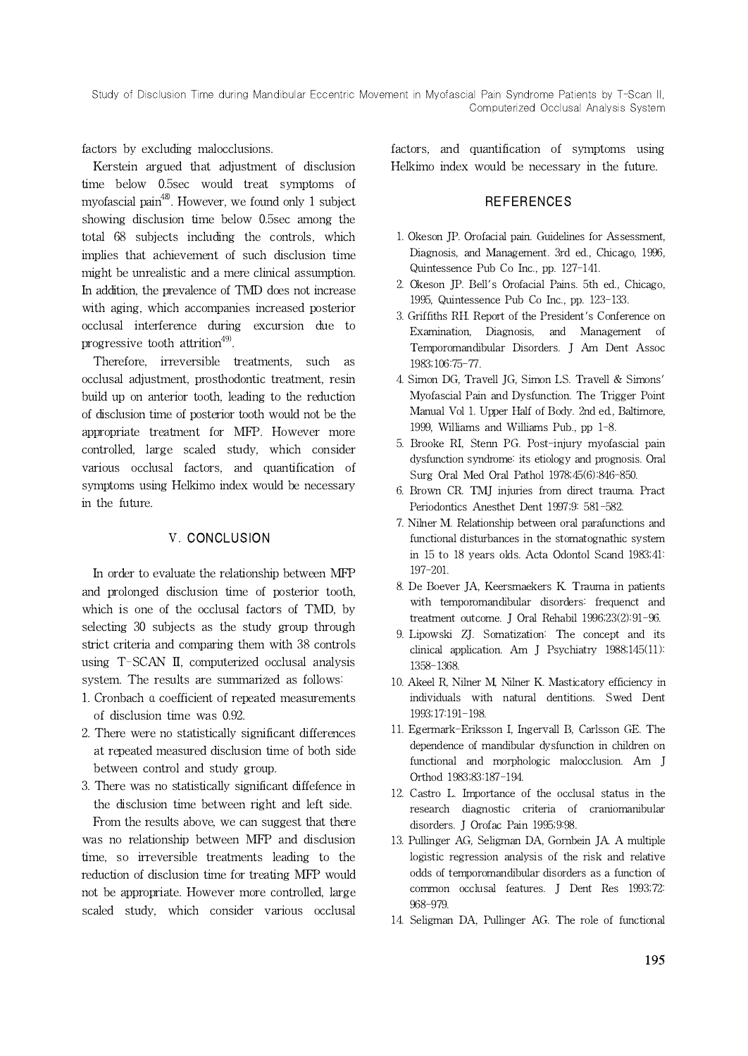factors by excluding malocclusions.

Kerstein argued that adjustment of disclusion time below 0.5sec would treat symptoms of myofascial pain[48]. However, we found only 1 subject showing disclusion time below 0.5sec among the total 68 subjects including the controls, which implies that achievement of such disclusion time might be unrealistic and a mere clinical assumption. In addition, the prevalence of TMD does not increase with aging, which accompanies increased posterior occlusal interference during excursion due to progressive tooth attrition[49].

Therefore, irreversible treatments, such as occlusal adjustment, prosthodontic treatment, resin build up on anterior tooth, leading to the reduction of disclusion time of posterior tooth would not be the appropriate treatment for MFP. However more controlled, large scaled study, which consider various occlusal factors, and quantification of symptoms using Helkimo index would be necessary in the future.

## V. CONCLUSION

In order to evaluate the relationship between MFP and prolonged disclusion time of posterior tooth, which is one of the occlusal factors of TMD, by selecting 30 subjects as the study group through strict criteria and comparing them with 38 controls using T-SCAN II, computerized occlusal analysis system. The results are summarized as follows:

1. Cronbach α coefficient of repeated measurements of disclusion time was 0.92.
2. There were no statistically significant differences at repeated measured disclusion time of both side between control and study group.
3. There was no statistically significant diffefence in the disclusion time between right and left side.

From the results above, we can suggest that there was no relationship between MFP and disclusion time, so irreversible treatments leading to the reduction of disclusion time for treating MFP would not be appropriate. However more controlled, large scaled study, which consider various occlusal factors, and quantification of symptoms using Helkimo index would be necessary in the future.

## REFERENCES

1. Okeson JP. Orofacial pain. Guidelines for Assessment, Diagnosis, and Management. 3rd ed., Chicago, 1996, Quintessence Pub Co Inc., pp. 127-141.
2. Okeson JP. Bell's Orofacial Pains. 5th ed., Chicago, 1995, Quintessence Pub Co Inc., pp. 123-133.
3. Griffiths RH. Report of the President's Conference on Examination, Diagnosis, and Management of Temporomandibular Disorders. J Am Dent Assoc 1983;106:75-77.
4. Simon DG, Travell JG, Simon LS. Travell & Simons' Myofascial Pain and Dysfunction. The Trigger Point Manual Vol 1. Upper Half of Body. 2nd ed., Baltimore, 1999, Williams and Williams Pub., pp 1-8.
5. Brooke RI, Stenn PG. Post-injury myofascial pain dysfunction syndrome: its etiology and prognosis. Oral Surg Oral Med Oral Pathol 1978;45(6):846-850.
6. Brown CR. TMJ injuries from direct trauma. Pract Periodontics Anesthet Dent 1997;9: 581-582.
7. Nilner M. Relationship between oral parafunctions and functional disturbances in the stomatognathic system in 15 to 18 years olds. Acta Odontol Scand 1983;41: 197-201.
8. De Boever JA, Keersmaekers K. Trauma in patients with temporomandibular disorders: frequenct and treatment outcome. J Oral Rehabil 1996;23(2):91-96.
9. Lipowski ZJ. Somatization: The concept and its clinical application. Am J Psychiatry 1988;145(11): 1358-1368.
10. Akeel R, Nilner M, Nilner K. Masticatory efficiency in individuals with natural dentitions. Swed Dent 1993;17:191-198.
11. Egermark-Eriksson I, Ingervall B, Carlsson GE. The dependence of mandibular dysfunction in children on functional and morphologic malocclusion. Am J Orthod 1983;83:187-194.
12. Castro L. Importance of the occlusal status in the research diagnostic criteria of craniomanibular disorders. J Orofac Pain 1995;9:98.
13. Pullinger AG, Seligman DA, Gornbein JA. A multiple logistic regression analysis of the risk and relative odds of temporomandibular disorders as a function of common occlusal features. J Dent Res 1993;72: 968-979.
14. Seligman DA, Pullinger AG. The role of functional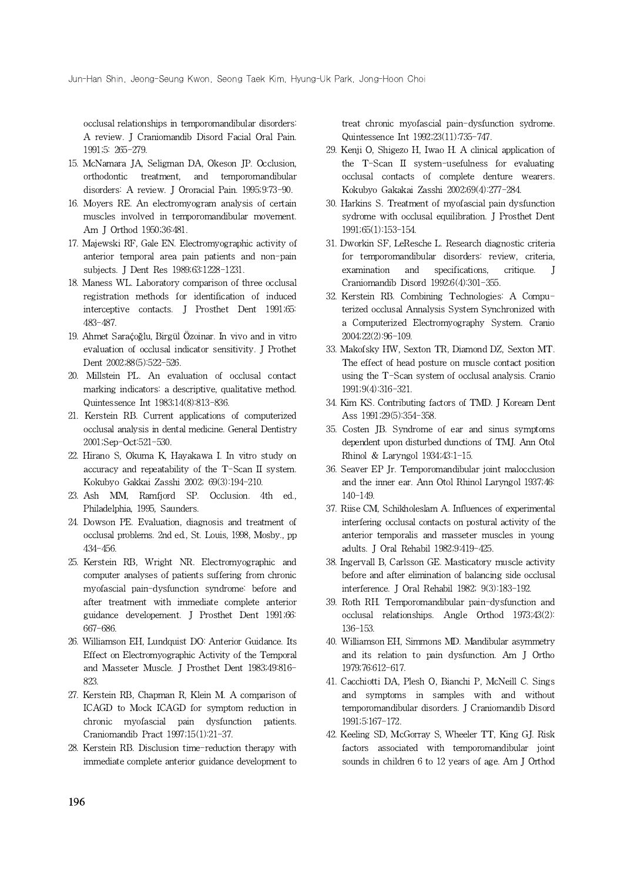occlusal relationships in temporomandibular disorders: A review. J Craniomandib Disord Facial Oral Pain. 1991;5: 265-279.

15. McNamara JA, Seligman DA, Okeson JP. Occlusion, orthodontic treatment, and temporomandibular disorders: A review. J Ororacial Pain. 1995;9:73-90.
16. Moyers RE. An electromyogram analysis of certain muscles involved in temporomandibular movement. Am J Orthod 1950;36:481.
17. Majewski RF, Gale EN. Electromyographic activity of anterior temporal area pain patients and non-pain subjects. J Dent Res 1989;63:1228-1231.
18. Maness WL. Laboratory comparison of three occlusal registration methods for identification of induced interceptive contacts. J Prosthet Dent 1991;65: 483-487.
19. Ahmet Saraçoğlu, Birgül Özoinar. In vivo and in vitro evaluation of occlusal indicator sensitivity. J Prothet Dent 2002;88(5):522-526.
20. Millstein PL. An evaluation of occlusal contact marking indicators: a descriptive, qualitative method. Quintessence Int 1983;14(8):813-836.
21. Kerstein RB. Current applications of computerized occlusal analysis in dental medicine. General Dentistry 2001;Sep-Oct:521-530.
22. Hirano S, Okuma K, Hayakawa I. In vitro study on accuracy and repeatability of the T-Scan II system. Kokubyo Gakkai Zasshi 2002; 69(3):194-210.
23. Ash MM, Ramfjord SP. Occlusion. 4th ed., Philadelphia, 1995, Saunders.
24. Dowson PE. Evaluation, diagnosis and treatment of occlusal problems. 2nd ed., St. Louis, 1998, Mosby., pp 434-456.
25. Kerstein RB, Wright NR. Electromyographic and computer analyses of patients suffering from chronic myofascial pain-dysfunction syndrome: before and after treatment with immediate complete anterior guidance developement. J Prosthet Dent 1991;66: 667-686.
26. Williamson EH, Lundquist DO: Anterior Guidance. Its Effect on Electromyographic Activity of the Temporal and Masseter Muscle. J Prosthet Dent 1983;49:816-823.
27. Kerstein RB, Chapman R, Klein M. A comparison of ICAGD to Mock ICAGD for symptom reduction in chronic myofascial pain dysfunction patients. Craniomandib Pract 1997;15(1):21-37.
28. Kerstein RB. Disclusion time-reduction therapy with immediate complete anterior guidance development to treat chronic myofascial pain-dysfunction sydrome. Quintessence Int 1992;23(11):735-747.
29. Kenji O, Shigezo H, Iwao H. A clinical application of the T-Scan II system-usefulness for evaluating occlusal contacts of complete denture wearers. Kokubyo Gakakai Zasshi 2002;69(4):277-284.
30. Harkins S. Treatment of myofascial pain dysfunction sydrome with occlusal equilibration. J Prosthet Dent 1991;65(1):153-154.
31. Dworkin SF, LeResche L. Research diagnostic criteria for temporomandibular disorders: review, criteria, examination and specifications, critique. J Craniomandib Disord 1992;6(4):301-355.
32. Kerstein RB. Combining Technologies: A Computerized occlusal Annalysis System Synchronized with a Computerized Electromyography System. Cranio 2004;22(2):96-109.
33. Makofsky HW, Sexton TR, Diamond DZ, Sexton MT. The effect of head posture on muscle contact position using the T-Scan system of occlusal analysis. Cranio 1991;9(4):316-321.
34. Kim KS. Contributing factors of TMD. J Koream Dent Ass 1991;29(5):354-358.
35. Costen JB. Syndrome of ear and sinus symptoms dependent upon disturbed dunctions of TMJ. Ann Otol Rhinol & Laryngol 1934;43:1-15.
36. Seaver EP Jr. Temporomandibular joint malocclusion and the inner ear. Ann Otol Rhinol Laryngol 1937;46: 140-149.
37. Riise CM, Schikholeslam A. Influences of experimental interfering occlusal contacts on postural activity of the anterior temporalis and masseter muscles in young adults. J Oral Rehabil 1982;9:419-425.
38. Ingervall B, Carlsson GE. Masticatory muscle activity before and after elimination of balancing side occlusal interference. J Oral Rehabil 1982; 9(3):183-192.
39. Roth RH. Temporomandibular pain-dysfunction and occlusal relationships. Angle Orthod 1973;43(2): 136-153.
40. Williamson EH, Simmons MD. Mandibular asymmetry and its relation to pain dysfunction. Am J Ortho 1979;76:612-617.
41. Cacchiotti DA, Plesh O, Bianchi P, McNeill C. Sings and symptoms in samples with and without temporomandibular disorders. J Craniomandib Disord 1991;5:167-172.
42. Keeling SD, McGorray S, Wheeler TT, King GJ. Risk factors associated with temporomandibular joint sounds in children 6 to 12 years of age. Am J Orthod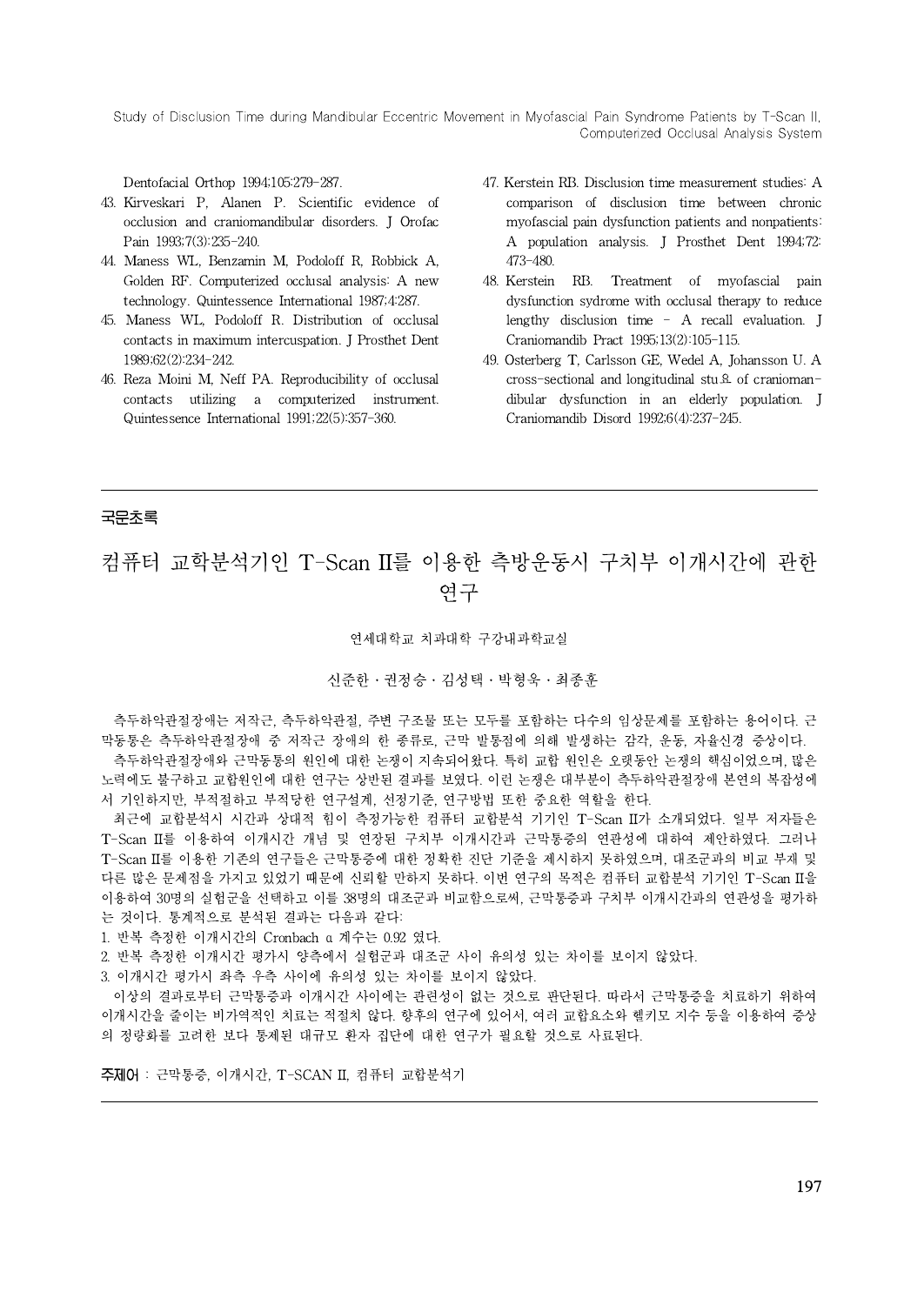Dentofacial Orthop 1994;105:279-287.

43. Kirveskari P, Alanen P. Scientific evidence of occlusion and craniomandibular disorders. J Orofac Pain 1993;7(3):235-240.
44. Maness WL, Benzamin M, Podoloff R, Robbick A, Golden RF. Computerized occlusal analysis: A new technology. Quintessence International 1987;4:287.
45. Maness WL, Podoloff R. Distribution of occlusal contacts in maximum intercuspation. J Prosthet Dent 1989;62(2):234-242.
46. Reza Moini M, Neff PA. Reproducibility of occlusal contacts utilizing a computerized instrument. Quintessence International 1991;22(5):357-360.
47. Kerstein RB. Disclusion time measurement studies: A comparison of disclusion time between chronic myofascial pain dysfunction patients and nonpatients: A population analysis. J Prosthet Dent 1994;72: 473-480.
48. Kerstein RB. Treatment of myofascial pain dysfunction sydrome with occlusal therapy to reduce lengthy disclusion time - A recall evaluation. J Craniomandib Pract 1995;13(2):105-115.
49. Osterberg T, Carlsson GE, Wedel A, Johansson U. A cross-sectional and longitudinal stu.요 of craniomandibular dysfunction in an elderly population. J Craniomandib Disord 1992;6(4):237-245.

---

## 국문초록

# 컴퓨터 교학분석기인 T-Scan II를 이용한 측방운동시 구치부 이개시간에 관한 연구

연세대학교 치과대학 구강내과학교실

신준한 · 권정승 · 김성택 · 박형욱 · 최종훈

측두하악관절장애는 저작근, 측두하악관절, 주변 구조물 또는 모두를 포함하는 다수의 임상문제를 포함하는 용어이다. 근막동통은 측두하악관절장애 중 저작근 장애의 한 종류로, 근막 발통점에 의해 발생하는 감각, 운동, 자율신경 증상이다.

측두하악관절장애와 근막동통의 원인에 대한 논쟁이 지속되어왔다. 특히 교합 원인은 오랫동안 논쟁의 핵심이었으며, 많은 노력에도 불구하고 교합원인에 대한 연구는 상반된 결과를 보였다. 이런 논쟁은 대부분이 측두하악관절장애 본연의 복잡성에서 기인하지만, 부적절하고 부적당한 연구설계, 선정기준, 연구방법 또한 중요한 역할을 한다.

최근에 교합분석시 시간과 상대적 힘이 측정가능한 컴퓨터 교합분석 기기인 T-Scan II가 소개되었다. 일부 저자들은 T-Scan II를 이용하여 이개시간 개념 및 연장된 구치부 이개시간과 근막통증의 연관성에 대하여 제안하였다. 그러나 T-Scan II를 이용한 기존의 연구들은 근막통증에 대한 정확한 진단 기준을 제시하지 못하였으며, 대조군과의 비교 부재 및 다른 많은 문제점을 가지고 있었기 때문에 신뢰할 만하지 못하다. 이번 연구의 목적은 컴퓨터 교합분석 기기인 T-Scan II을 이용하여 30명의 실험군을 선택하고 이를 38명의 대조군과 비교함으로써, 근막통증과 구치부 이개시간과의 연관성을 평가하는 것이다. 통계적으로 분석된 결과는 다음과 같다:

1. 반복 측정한 이개시간의 Cronbach α 계수는 0.92 였다.
2. 반복 측정한 이개시간 평가시 양측에서 실험군과 대조군 사이 유의성 있는 차이를 보이지 않았다.
3. 이개시간 평가시 좌측 우측 사이에 유의성 있는 차이를 보이지 않았다.

이상의 결과로부터 근막통증과 이개시간 사이에는 관련성이 없는 것으로 판단된다. 따라서 근막통증을 치료하기 위하여 이개시간을 줄이는 비가역적인 치료는 적절치 않다. 향후의 연구에 있어서, 여러 교합요소와 헬키모 지수 등을 이용하여 증상의 정량화를 고려한 보다 통제된 대규모 환자 집단에 대한 연구가 필요할 것으로 사료된다.

**주제어** : 근막통증, 이개시간, T-SCAN II, 컴퓨터 교합분석기